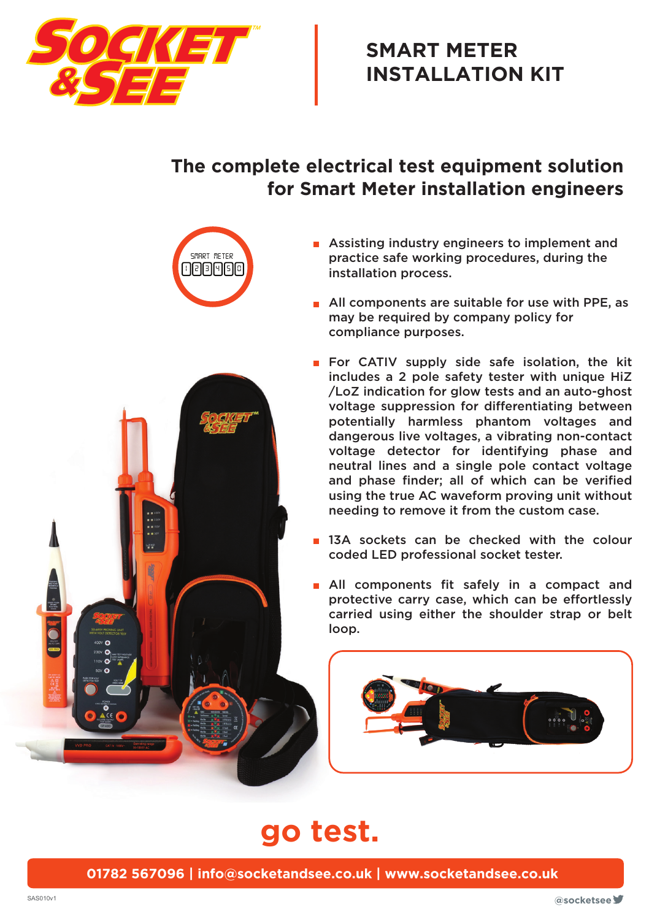# SOCKET & SEE

## SMART METER INSTALLATION KIT

### The complete electrical test equipment solution for Smart Meter installation engineers

- Assisting industry engineers to implement and practice safe working procedures, during the installation process.
- All components are suitable for use with PPE, as may be required by company policy for compliance purposes.
- For CATIV supply side safe isolation, the kit includes a 2 pole safety tester with unique HiZ /LoZ indication for glow tests and an auto-ghost voltage suppression for differentiating between potentially harmless phantom voltages and dangerous live voltages, a vibrating non-contact voltage detector for identifying phase and neutral lines and a single pole contact voltage and phase finder; all of which can be verified using the true AC waveform proving unit without needing to remove it from the custom case.
- 13A sockets can be checked with the colour coded LED professional socket tester.
- All components fit safely in a compact and protective carry case, which can be effortlessly carried using either the shoulder strap or belt loop.

**go test.**

**01782 567096 | info@socketandsee.co.uk | www.socketandsee.co.uk**

SAS010v1

@socketsee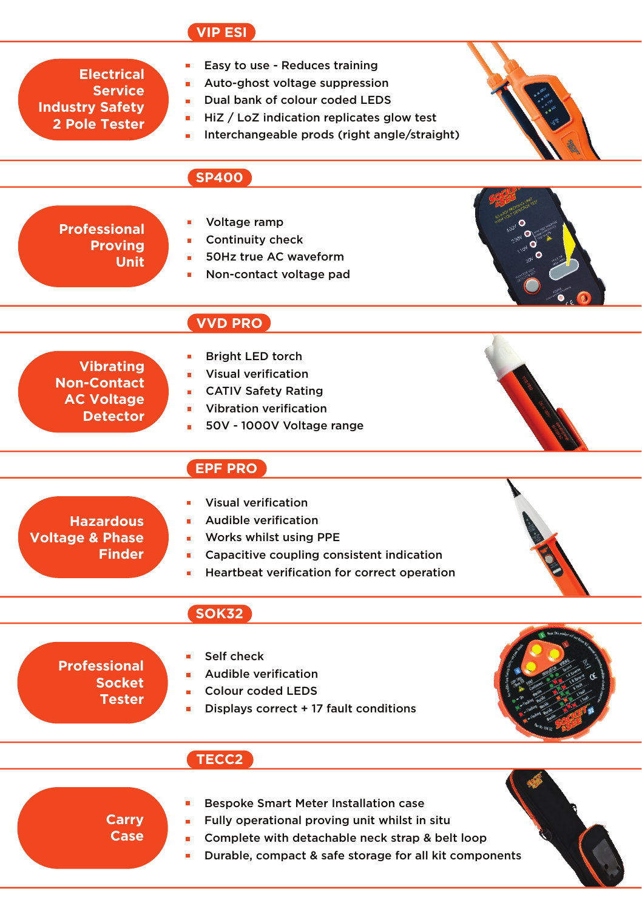## VIP ESI

**Electrical Service Industry Safety 2 Pole Tester**

- Easy to use - Reduces training
- Auto-ghost voltage suppression
- Dual bank of colour coded LEDS
- HiZ / LoZ indication replicates glow test
- Interchangeable prods (right angle/straight)

## SP400

**Professional Proving Unit**

- Voltage ramp
- Continuity check
- 50Hz true AC waveform
- Non-contact voltage pad

## VVD PRO

**Vibrating Non-Contact AC Voltage Detector**

- Bright LED torch
- Visual verification
- CATIV Safety Rating
- Vibration verification
- 50V - 1000V Voltage range

## EPF PRO

**Hazardous Voltage & Phase Finder**

- Visual verification
- Audible verification
- Works whilst using PPE
- Capacitive coupling consistent indication
- Heartbeat verification for correct operation

## SOK32

**Professional Socket Tester**

- Self check
- Audible verification
- Colour coded LEDS
- Displays correct + 17 fault conditions

## TECC2

**Carry Case**

- Bespoke Smart Meter Installation case
- Fully operational proving unit whilst in situ
- Complete with detachable neck strap & belt loop
- Durable, compact & safe storage for all kit components